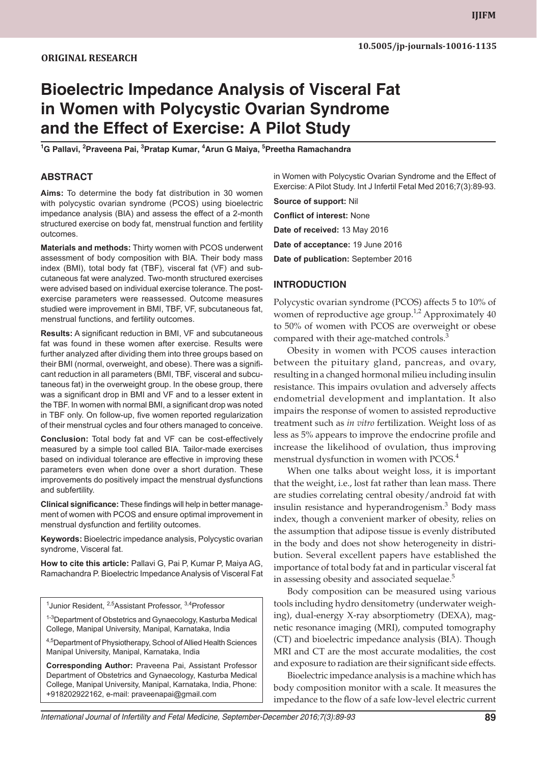**ORIGINAL RESEARCH**

10.5005/jp-journals-10016-1135

# Bioelectric Impedance Analysis of Visceral Fat in Women with Polycystic Ovarian Syndrome and the Effect of Exercise: A Pilot Study

[1]G Pallavi, [2]Praveena Pai, [3]Pratap Kumar, [4]Arun G Maiya, [5]Preetha Ramachandra

## ABSTRACT

**Aims:** To determine the body fat distribution in 30 women with polycystic ovarian syndrome (PCOS) using bioelectric impedance analysis (BIA) and assess the effect of a 2-month structured exercise on body fat, menstrual function and fertility outcomes.

**Materials and methods:** Thirty women with PCOS underwent assessment of body composition with BIA. Their body mass index (BMI), total body fat (TBF), visceral fat (VF) and subcutaneous fat were analyzed. Two-month structured exercises were advised based on individual exercise tolerance. The post-exercise parameters were reassessed. Outcome measures studied were improvement in BMI, TBF, VF, subcutaneous fat, menstrual functions, and fertility outcomes.

**Results:** A significant reduction in BMI, VF and subcutaneous fat was found in these women after exercise. Results were further analyzed after dividing them into three groups based on their BMI (normal, overweight, and obese). There was a significant reduction in all parameters (BMI, TBF, visceral and subcutaneous fat) in the overweight group. In the obese group, there was a significant drop in BMI and VF and to a lesser extent in the TBF. In women with normal BMI, a significant drop was noted in TBF only. On follow-up, five women reported regularization of their menstrual cycles and four others managed to conceive.

**Conclusion:** Total body fat and VF can be cost-effectively measured by a simple tool called BIA. Tailor-made exercises based on individual tolerance are effective in improving these parameters even when done over a short duration. These improvements do positively impact the menstrual dysfunctions and subfertility.

**Clinical significance:** These findings will help in better management of women with PCOS and ensure optimal improvement in menstrual dysfunction and fertility outcomes.

**Keywords:** Bioelectric impedance analysis, Polycystic ovarian syndrome, Visceral fat.

**How to cite this article:** Pallavi G, Pai P, Kumar P, Maiya AG, Ramachandra P. Bioelectric Impedance Analysis of Visceral Fat in Women with Polycystic Ovarian Syndrome and the Effect of Exercise: A Pilot Study. Int J Infertil Fetal Med 2016;7(3):89-93.

**Source of support:** Nil

**Conflict of interest:** None

**Date of received:** 13 May 2016

**Date of acceptance:** 19 June 2016

**Date of publication:** September 2016

[1]Junior Resident, [2,5]Assistant Professor, [3,4]Professor

[1-3]Department of Obstetrics and Gynaecology, Kasturba Medical College, Manipal University, Manipal, Karnataka, India

[4,5]Department of Physiotherapy, School of Allied Health Sciences Manipal University, Manipal, Karnataka, India

**Corresponding Author:** Praveena Pai, Assistant Professor Department of Obstetrics and Gynaecology, Kasturba Medical College, Manipal University, Manipal, Karnataka, India, Phone: +918202922162, e-mail: praveenapai@gmail.com

## INTRODUCTION

Polycystic ovarian syndrome (PCOS) affects 5 to 10% of women of reproductive age group.[1,2] Approximately 40 to 50% of women with PCOS are overweight or obese compared with their age-matched controls.[3]

Obesity in women with PCOS causes interaction between the pituitary gland, pancreas, and ovary, resulting in a changed hormonal milieu including insulin resistance. This impairs ovulation and adversely affects endometrial development and implantation. It also impairs the response of women to assisted reproductive treatment such as *in vitro* fertilization. Weight loss of as less as 5% appears to improve the endocrine profile and increase the likelihood of ovulation, thus improving menstrual dysfunction in women with PCOS.[4]

When one talks about weight loss, it is important that the weight, i.e., lost fat rather than lean mass. There are studies correlating central obesity/android fat with insulin resistance and hyperandrogenism.[3] Body mass index, though a convenient marker of obesity, relies on the assumption that adipose tissue is evenly distributed in the body and does not show heterogeneity in distribution. Several excellent papers have established the importance of total body fat and in particular visceral fat in assessing obesity and associated sequelae.[5]

Body composition can be measured using various tools including hydro densitometry (underwater weighing), dual-energy X-ray absorptiometry (DEXA), magnetic resonance imaging (MRI), computed tomography (CT) and bioelectric impedance analysis (BIA). Though MRI and CT are the most accurate modalities, the cost and exposure to radiation are their significant side effects.

Bioelectric impedance analysis is a machine which has body composition monitor with a scale. It measures the impedance to the flow of a safe low-level electric current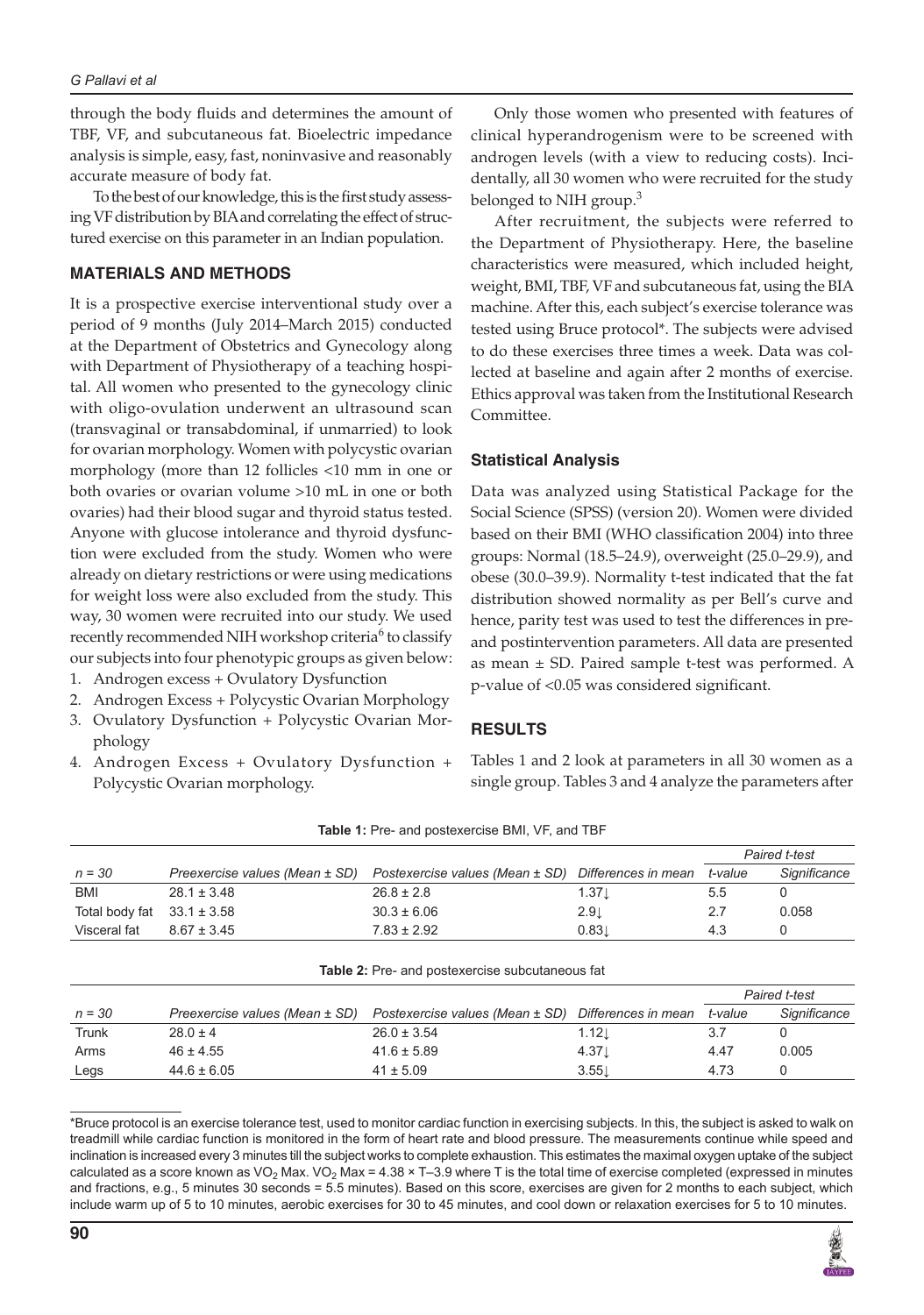through the body fluids and determines the amount of TBF, VF, and subcutaneous fat. Bioelectric impedance analysis is simple, easy, fast, noninvasive and reasonably accurate measure of body fat.

To the best of our knowledge, this is the first study assessing VF distribution by BIA and correlating the effect of structured exercise on this parameter in an Indian population.

## MATERIALS AND METHODS

It is a prospective exercise interventional study over a period of 9 months (July 2014–March 2015) conducted at the Department of Obstetrics and Gynecology along with Department of Physiotherapy of a teaching hospital. All women who presented to the gynecology clinic with oligo-ovulation underwent an ultrasound scan (transvaginal or transabdominal, if unmarried) to look for ovarian morphology. Women with polycystic ovarian morphology (more than 12 follicles <10 mm in one or both ovaries or ovarian volume >10 mL in one or both ovaries) had their blood sugar and thyroid status tested. Anyone with glucose intolerance and thyroid dysfunction were excluded from the study. Women who were already on dietary restrictions or were using medications for weight loss were also excluded from the study. This way, 30 women were recruited into our study. We used recently recommended NIH workshop criteria[6] to classify our subjects into four phenotypic groups as given below:

1. Androgen excess + Ovulatory Dysfunction
2. Androgen Excess + Polycystic Ovarian Morphology
3. Ovulatory Dysfunction + Polycystic Ovarian Morphology
4. Androgen Excess + Ovulatory Dysfunction + Polycystic Ovarian morphology.

Only those women who presented with features of clinical hyperandrogenism were to be screened with androgen levels (with a view to reducing costs). Incidentally, all 30 women who were recruited for the study belonged to NIH group.[3]

After recruitment, the subjects were referred to the Department of Physiotherapy. Here, the baseline characteristics were measured, which included height, weight, BMI, TBF, VF and subcutaneous fat, using the BIA machine. After this, each subject's exercise tolerance was tested using Bruce protocol*. The subjects were advised to do these exercises three times a week. Data was collected at baseline and again after 2 months of exercise. Ethics approval was taken from the Institutional Research Committee.

### Statistical Analysis

Data was analyzed using Statistical Package for the Social Science (SPSS) (version 20). Women were divided based on their BMI (WHO classification 2004) into three groups: Normal (18.5–24.9), overweight (25.0–29.9), and obese (30.0–39.9). Normality t-test indicated that the fat distribution showed normality as per Bell's curve and hence, parity test was used to test the differences in pre- and postintervention parameters. All data are presented as mean ± SD. Paired sample t-test was performed. A p-value of <0.05 was considered significant.

## RESULTS

Tables 1 and 2 look at parameters in all 30 women as a single group. Tables 3 and 4 analyze the parameters after

**Table 1:** Pre- and postexercise BMI, VF, and TBF

| | | | | *Paired t-test* | |
|---|---|---|---|---|---|
| *n = 30* | *Preexercise values (Mean ± SD)* | *Postexercise values (Mean ± SD)* | *Differences in mean* | *t-value* | *Significance* |
| BMI | 28.1 ± 3.48 | 26.8 ± 2.8 | 1.37↓ | 5.5 | 0 |
| Total body fat | 33.1 ± 3.58 | 30.3 ± 6.06 | 2.9↓ | 2.7 | 0.058 |
| Visceral fat | 8.67 ± 3.45 | 7.83 ± 2.92 | 0.83↓ | 4.3 | 0 |

**Table 2:** Pre- and postexercise subcutaneous fat

| | | | | *Paired t-test* | |
|---|---|---|---|---|---|
| *n = 30* | *Preexercise values (Mean ± SD)* | *Postexercise values (Mean ± SD)* | *Differences in mean* | *t-value* | *Significance* |
| Trunk | 28.0 ± 4 | 26.0 ± 3.54 | 1.12↓ | 3.7 | 0 |
| Arms | 46 ± 4.55 | 41.6 ± 5.89 | 4.37↓ | 4.47 | 0.005 |
| Legs | 44.6 ± 6.05 | 41 ± 5.09 | 3.55↓ | 4.73 | 0 |

*Bruce protocol is an exercise tolerance test, used to monitor cardiac function in exercising subjects. In this, the subject is asked to walk on treadmill while cardiac function is monitored in the form of heart rate and blood pressure. The measurements continue while speed and inclination is increased every 3 minutes till the subject works to complete exhaustion. This estimates the maximal oxygen uptake of the subject calculated as a score known as $VO_2$ Max. $VO_2$ Max = 4.38 × T–3.9 where T is the total time of exercise completed (expressed in minutes and fractions, e.g., 5 minutes 30 seconds = 5.5 minutes). Based on this score, exercises are given for 2 months to each subject, which include warm up of 5 to 10 minutes, aerobic exercises for 30 to 45 minutes, and cool down or relaxation exercises for 5 to 10 minutes.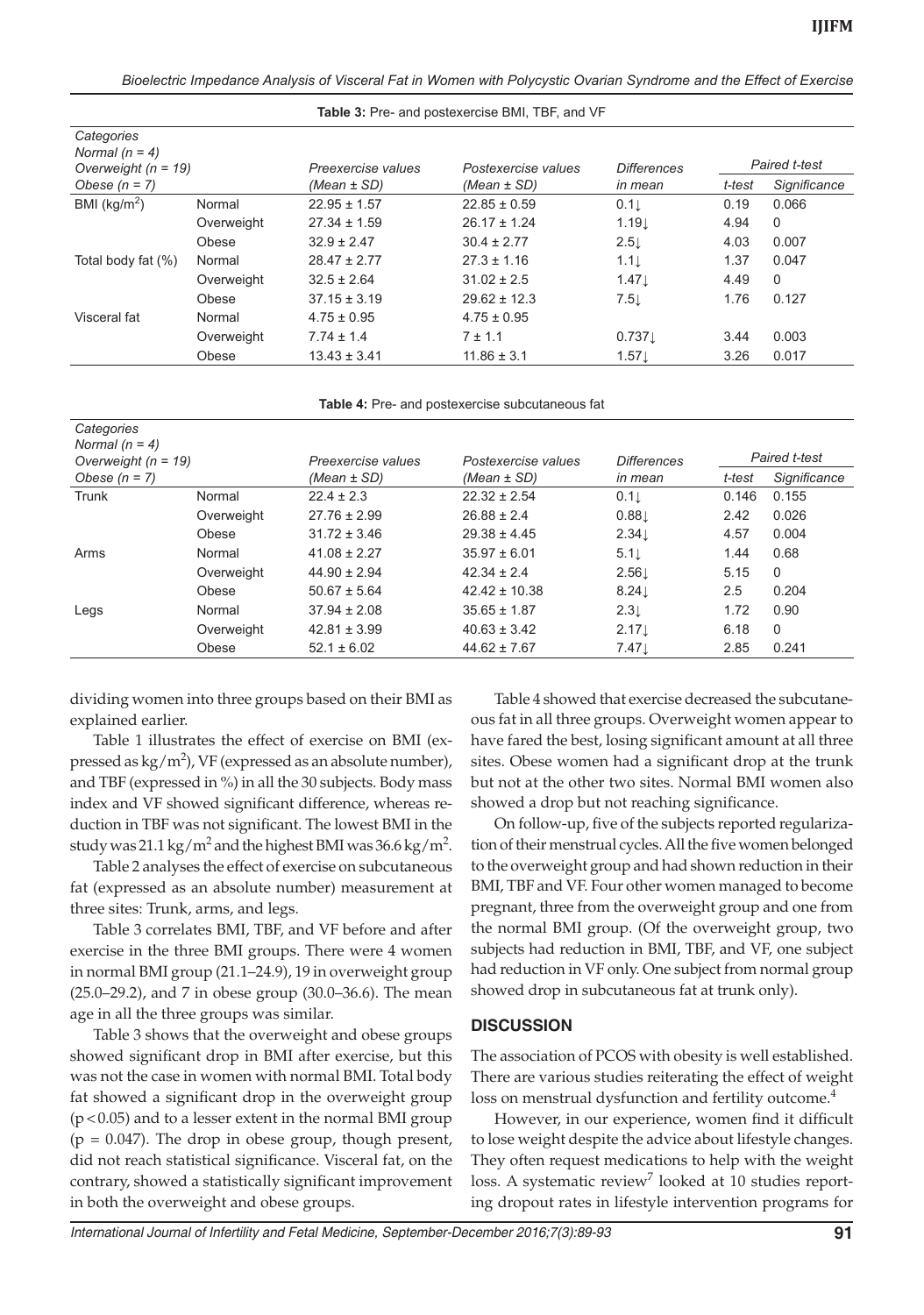**Table 3:** Pre- and postexercise BMI, TBF, and VF

| *Categories Normal (n = 4) Overweight (n = 19) Obese (n = 7)* | | *Preexercise values (Mean ± SD)* | *Postexercise values (Mean ± SD)* | *Differences in mean* | *Paired t-test* | |
|---|---|---|---|---|---|---|
| | | | | | *t-test* | *Significance* |
| BMI (kg/m$^2$) | Normal | 22.95 ± 1.57 | 22.85 ± 0.59 | 0.1↓ | 0.19 | 0.066 |
| | Overweight | 27.34 ± 1.59 | 26.17 ± 1.24 | 1.19↓ | 4.94 | 0 |
| | Obese | 32.9 ± 2.47 | 30.4 ± 2.77 | 2.5↓ | 4.03 | 0.007 |
| Total body fat (%) | Normal | 28.47 ± 2.77 | 27.3 ± 1.16 | 1.1↓ | 1.37 | 0.047 |
| | Overweight | 32.5 ± 2.64 | 31.02 ± 2.5 | 1.47↓ | 4.49 | 0 |
| | Obese | 37.15 ± 3.19 | 29.62 ± 12.3 | 7.5↓ | 1.76 | 0.127 |
| Visceral fat | Normal | 4.75 ± 0.95 | 4.75 ± 0.95 | | | |
| | Overweight | 7.74 ± 1.4 | 7 ± 1.1 | 0.737↓ | 3.44 | 0.003 |
| | Obese | 13.43 ± 3.41 | 11.86 ± 3.1 | 1.57↓ | 3.26 | 0.017 |

**Table 4:** Pre- and postexercise subcutaneous fat

| *Categories Normal (n = 4) Overweight (n = 19) Obese (n = 7)* | | *Preexercise values (Mean ± SD)* | *Postexercise values (Mean ± SD)* | *Differences in mean* | *Paired t-test* | |
|---|---|---|---|---|---|---|
| | | | | | *t-test* | *Significance* |
| Trunk | Normal | 22.4 ± 2.3 | 22.32 ± 2.54 | 0.1↓ | 0.146 | 0.155 |
| | Overweight | 27.76 ± 2.99 | 26.88 ± 2.4 | 0.88↓ | 2.42 | 0.026 |
| | Obese | 31.72 ± 3.46 | 29.38 ± 4.45 | 2.34↓ | 4.57 | 0.004 |
| Arms | Normal | 41.08 ± 2.27 | 35.97 ± 6.01 | 5.1↓ | 1.44 | 0.68 |
| | Overweight | 44.90 ± 2.94 | 42.34 ± 2.4 | 2.56↓ | 5.15 | 0 |
| | Obese | 50.67 ± 5.64 | 42.42 ± 10.38 | 8.24↓ | 2.5 | 0.204 |
| Legs | Normal | 37.94 ± 2.08 | 35.65 ± 1.87 | 2.3↓ | 1.72 | 0.90 |
| | Overweight | 42.81 ± 3.99 | 40.63 ± 3.42 | 2.17↓ | 6.18 | 0 |
| | Obese | 52.1 ± 6.02 | 44.62 ± 7.67 | 7.47↓ | 2.85 | 0.241 |

dividing women into three groups based on their BMI as explained earlier.

Table 1 illustrates the effect of exercise on BMI (expressed as kg/m$^2$), VF (expressed as an absolute number), and TBF (expressed in %) in all the 30 subjects. Body mass index and VF showed significant difference, whereas reduction in TBF was not significant. The lowest BMI in the study was 21.1 kg/m$^2$ and the highest BMI was 36.6 kg/m$^2$.

Table 2 analyses the effect of exercise on subcutaneous fat (expressed as an absolute number) measurement at three sites: Trunk, arms, and legs.

Table 3 correlates BMI, TBF, and VF before and after exercise in the three BMI groups. There were 4 women in normal BMI group (21.1–24.9), 19 in overweight group (25.0–29.2), and 7 in obese group (30.0–36.6). The mean age in all the three groups was similar.

Table 3 shows that the overweight and obese groups showed significant drop in BMI after exercise, but this was not the case in women with normal BMI. Total body fat showed a significant drop in the overweight group ($p < 0.05$) and to a lesser extent in the normal BMI group ($p = 0.047$). The drop in obese group, though present, did not reach statistical significance. Visceral fat, on the contrary, showed a statistically significant improvement in both the overweight and obese groups.

Table 4 showed that exercise decreased the subcutaneous fat in all three groups. Overweight women appear to have fared the best, losing significant amount at all three sites. Obese women had a significant drop at the trunk but not at the other two sites. Normal BMI women also showed a drop but not reaching significance.

On follow-up, five of the subjects reported regularization of their menstrual cycles. All the five women belonged to the overweight group and had shown reduction in their BMI, TBF and VF. Four other women managed to become pregnant, three from the overweight group and one from the normal BMI group. (Of the overweight group, two subjects had reduction in BMI, TBF, and VF, one subject had reduction in VF only. One subject from normal group showed drop in subcutaneous fat at trunk only).

## DISCUSSION

The association of PCOS with obesity is well established. There are various studies reiterating the effect of weight loss on menstrual dysfunction and fertility outcome.[4]

However, in our experience, women find it difficult to lose weight despite the advice about lifestyle changes. They often request medications to help with the weight loss. A systematic review[7] looked at 10 studies reporting dropout rates in lifestyle intervention programs for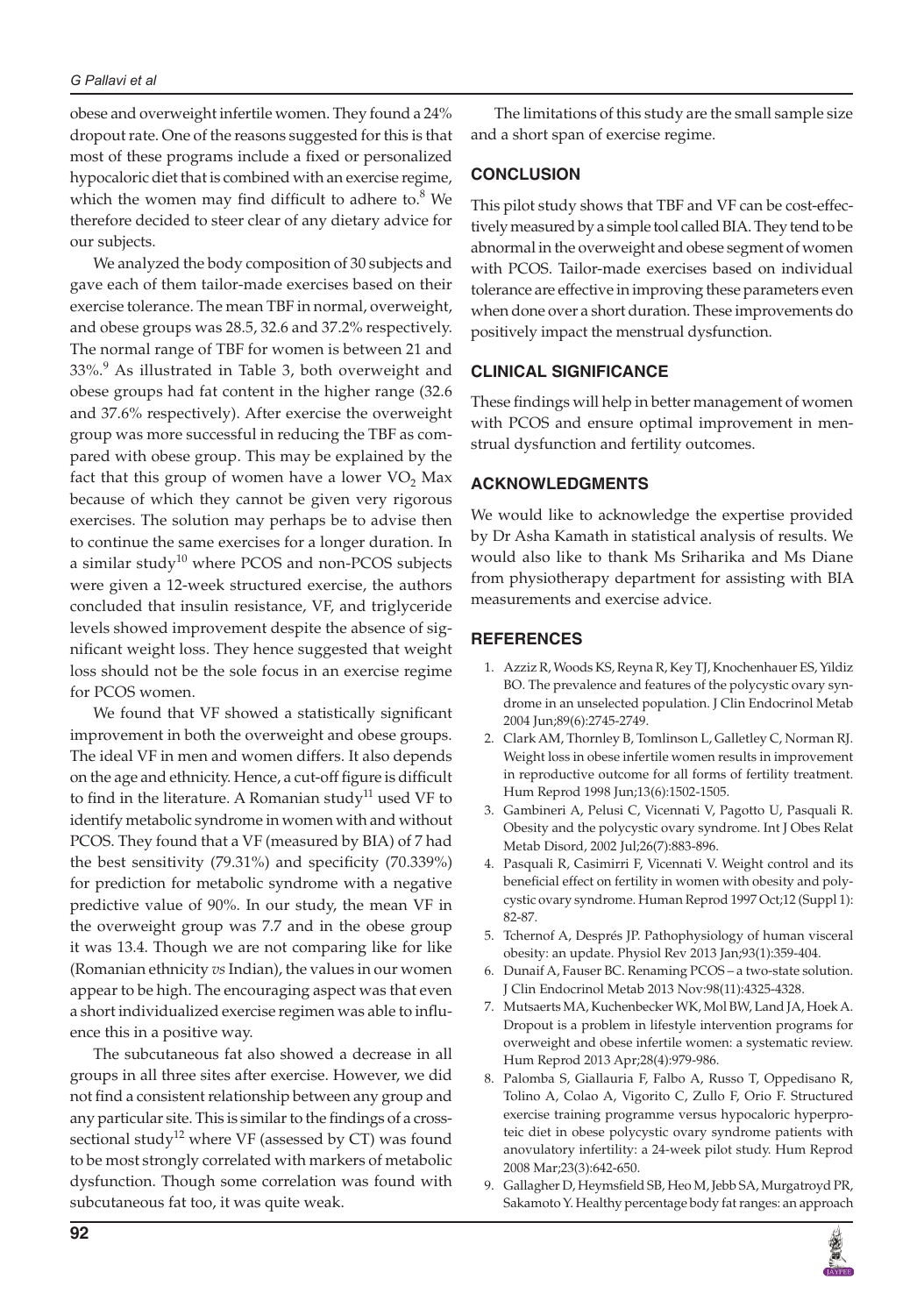obese and overweight infertile women. They found a 24% dropout rate. One of the reasons suggested for this is that most of these programs include a fixed or personalized hypocaloric diet that is combined with an exercise regime, which the women may find difficult to adhere to.[8] We therefore decided to steer clear of any dietary advice for our subjects.

We analyzed the body composition of 30 subjects and gave each of them tailor-made exercises based on their exercise tolerance. The mean TBF in normal, overweight, and obese groups was 28.5, 32.6 and 37.2% respectively. The normal range of TBF for women is between 21 and 33%.[9] As illustrated in Table 3, both overweight and obese groups had fat content in the higher range (32.6 and 37.6% respectively). After exercise the overweight group was more successful in reducing the TBF as compared with obese group. This may be explained by the fact that this group of women have a lower $VO_2$ Max because of which they cannot be given very rigorous exercises. The solution may perhaps be to advise then to continue the same exercises for a longer duration. In a similar study[10] where PCOS and non-PCOS subjects were given a 12-week structured exercise, the authors concluded that insulin resistance, VF, and triglyceride levels showed improvement despite the absence of significant weight loss. They hence suggested that weight loss should not be the sole focus in an exercise regime for PCOS women.

We found that VF showed a statistically significant improvement in both the overweight and obese groups. The ideal VF in men and women differs. It also depends on the age and ethnicity. Hence, a cut-off figure is difficult to find in the literature. A Romanian study[11] used VF to identify metabolic syndrome in women with and without PCOS. They found that a VF (measured by BIA) of 7 had the best sensitivity (79.31%) and specificity (70.339%) for prediction for metabolic syndrome with a negative predictive value of 90%. In our study, the mean VF in the overweight group was 7.7 and in the obese group it was 13.4. Though we are not comparing like for like (Romanian ethnicity *vs* Indian), the values in our women appear to be high. The encouraging aspect was that even a short individualized exercise regimen was able to influence this in a positive way.

The subcutaneous fat also showed a decrease in all groups in all three sites after exercise. However, we did not find a consistent relationship between any group and any particular site. This is similar to the findings of a cross-sectional study[12] where VF (assessed by CT) was found to be most strongly correlated with markers of metabolic dysfunction. Though some correlation was found with subcutaneous fat too, it was quite weak.

The limitations of this study are the small sample size and a short span of exercise regime.

## CONCLUSION

This pilot study shows that TBF and VF can be cost-effectively measured by a simple tool called BIA. They tend to be abnormal in the overweight and obese segment of women with PCOS. Tailor-made exercises based on individual tolerance are effective in improving these parameters even when done over a short duration. These improvements do positively impact the menstrual dysfunction.

## CLINICAL SIGNIFICANCE

These findings will help in better management of women with PCOS and ensure optimal improvement in menstrual dysfunction and fertility outcomes.

## ACKNOWLEDGMENTS

We would like to acknowledge the expertise provided by Dr Asha Kamath in statistical analysis of results. We would also like to thank Ms Sriharika and Ms Diane from physiotherapy department for assisting with BIA measurements and exercise advice.

## REFERENCES

1. Azziz R, Woods KS, Reyna R, Key TJ, Knochenhauer ES, Yildiz BO. The prevalence and features of the polycystic ovary syndrome in an unselected population. J Clin Endocrinol Metab 2004 Jun;89(6):2745-2749.
2. Clark AM, Thornley B, Tomlinson L, Galletley C, Norman RJ. Weight loss in obese infertile women results in improvement in reproductive outcome for all forms of fertility treatment. Hum Reprod 1998 Jun;13(6):1502-1505.
3. Gambineri A, Pelusi C, Vicennati V, Pagotto U, Pasquali R. Obesity and the polycystic ovary syndrome. Int J Obes Relat Metab Disord, 2002 Jul;26(7):883-896.
4. Pasquali R, Casimirri F, Vicennati V. Weight control and its beneficial effect on fertility in women with obesity and polycystic ovary syndrome. Human Reprod 1997 Oct;12 (Suppl 1): 82-87.
5. Tchernof A, Després JP. Pathophysiology of human visceral obesity: an update. Physiol Rev 2013 Jan;93(1):359-404.
6. Dunaif A, Fauser BC. Renaming PCOS – a two-state solution. J Clin Endocrinol Metab 2013 Nov:98(11):4325-4328.
7. Mutsaerts MA, Kuchenbecker WK, Mol BW, Land JA, Hoek A. Dropout is a problem in lifestyle intervention programs for overweight and obese infertile women: a systematic review. Hum Reprod 2013 Apr;28(4):979-986.
8. Palomba S, Giallauria F, Falbo A, Russo T, Oppedisano R, Tolino A, Colao A, Vigorito C, Zullo F, Orio F. Structured exercise training programme versus hypocaloric hyperproteic diet in obese polycystic ovary syndrome patients with anovulatory infertility: a 24-week pilot study. Hum Reprod 2008 Mar;23(3):642-650.
9. Gallagher D, Heymsfield SB, Heo M, Jebb SA, Murgatroyd PR, Sakamoto Y. Healthy percentage body fat ranges: an approach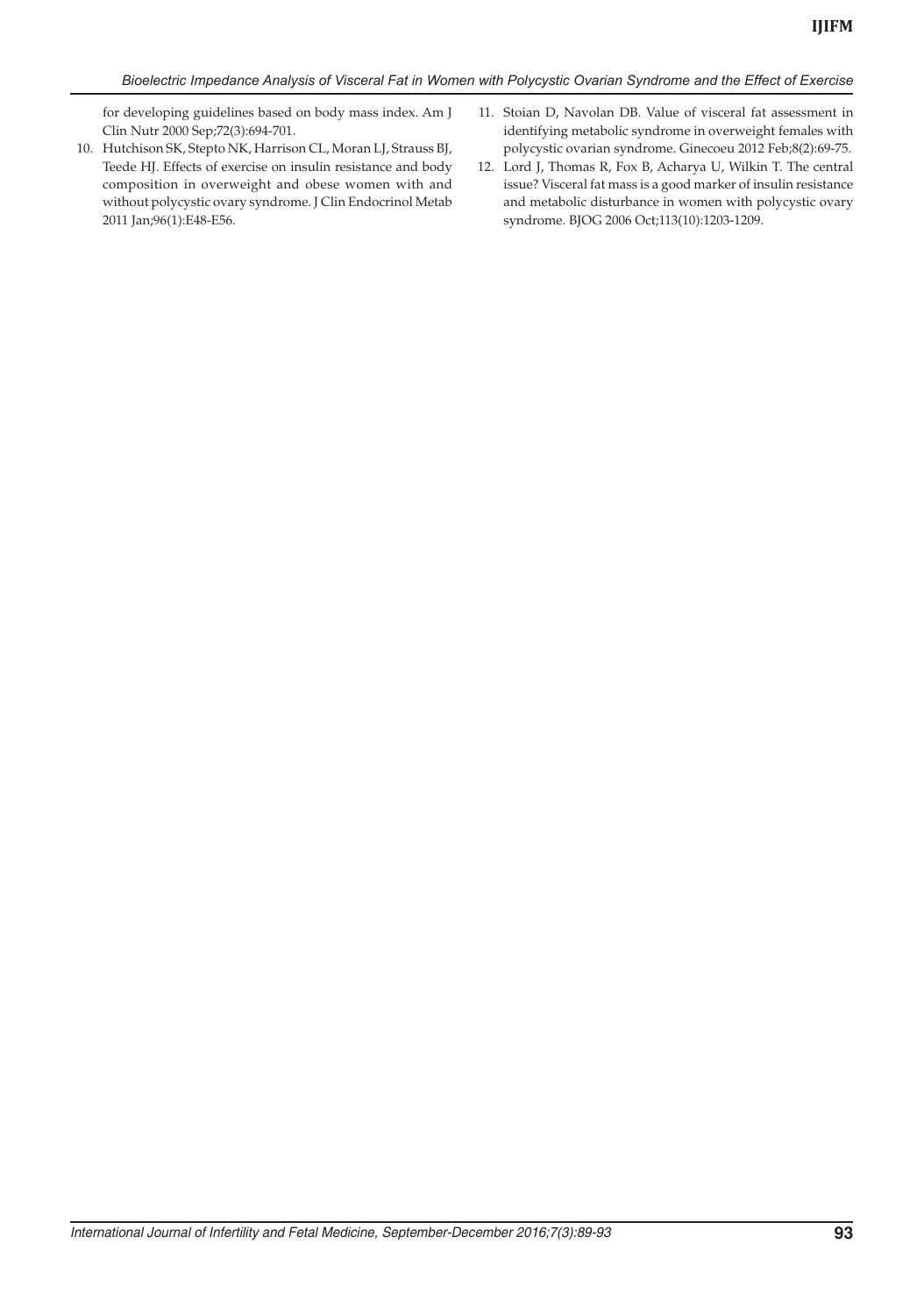for developing guidelines based on body mass index. Am J Clin Nutr 2000 Sep;72(3):694-701.

10. Hutchison SK, Stepto NK, Harrison CL, Moran LJ, Strauss BJ, Teede HJ. Effects of exercise on insulin resistance and body composition in overweight and obese women with and without polycystic ovary syndrome. J Clin Endocrinol Metab 2011 Jan;96(1):E48-E56.
11. Stoian D, Navolan DB. Value of visceral fat assessment in identifying metabolic syndrome in overweight females with polycystic ovarian syndrome. Ginecoeu 2012 Feb;8(2):69-75.
12. Lord J, Thomas R, Fox B, Acharya U, Wilkin T. The central issue? Visceral fat mass is a good marker of insulin resistance and metabolic disturbance in women with polycystic ovary syndrome. BJOG 2006 Oct;113(10):1203-1209.